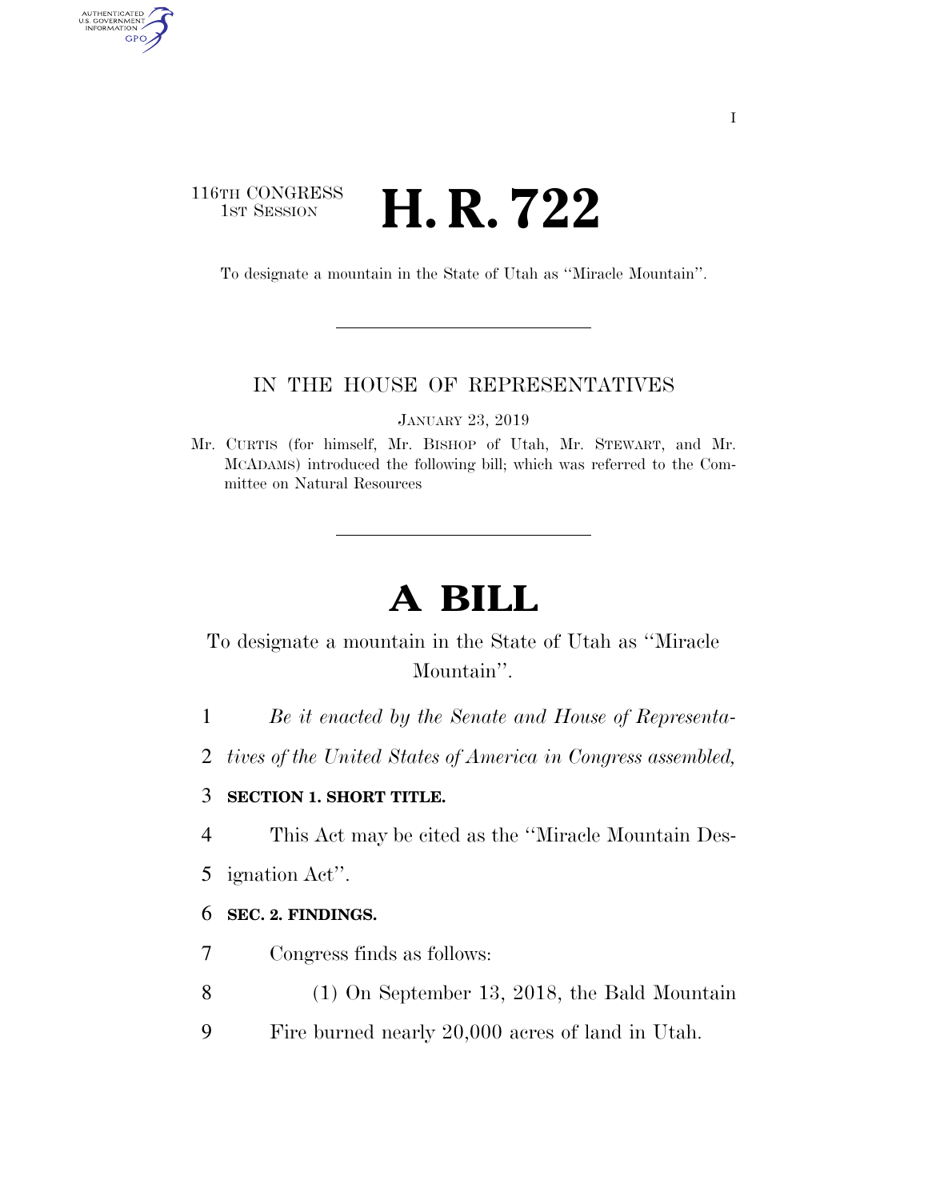116TH CONGRESS
1ST SESSION

# H. R. 722

To designate a mountain in the State of Utah as ''Miracle Mountain''.

IN THE HOUSE OF REPRESENTATIVES

JANUARY 23, 2019

Mr. CURTIS (for himself, Mr. BISHOP of Utah, Mr. STEWART, and Mr. MCADAMS) introduced the following bill; which was referred to the Committee on Natural Resources

# A BILL

To designate a mountain in the State of Utah as ''Miracle Mountain''.

*Be it enacted by the Senate and House of Representatives of the United States of America in Congress assembled,*

**SECTION 1. SHORT TITLE.**

This Act may be cited as the ''Miracle Mountain Designation Act''.

**SEC. 2. FINDINGS.**

Congress finds as follows:

(1) On September 13, 2018, the Bald Mountain Fire burned nearly 20,000 acres of land in Utah.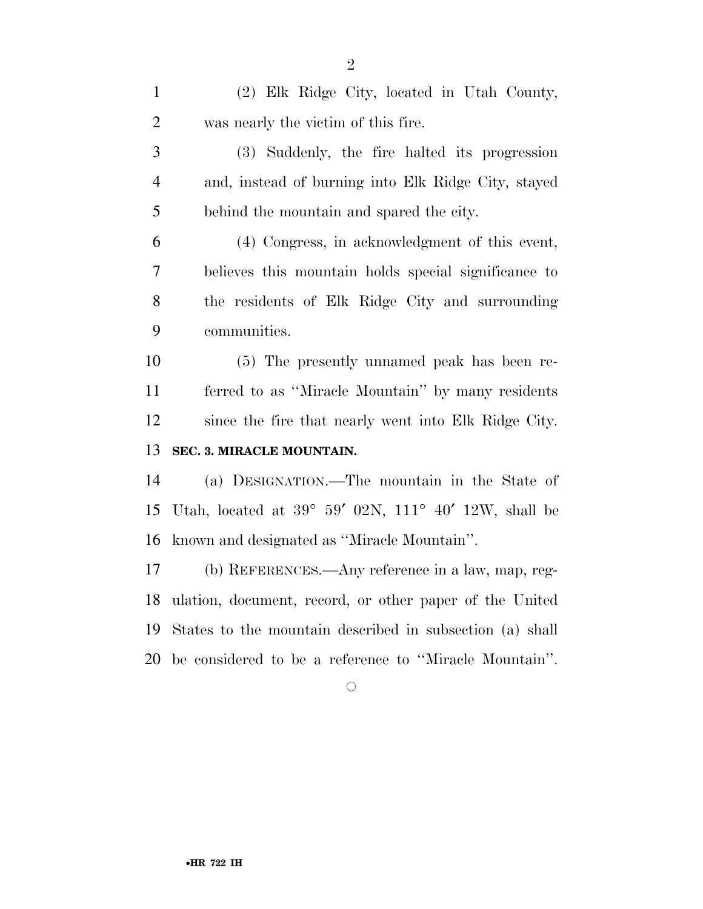(2) Elk Ridge City, located in Utah County, was nearly the victim of this fire.

(3) Suddenly, the fire halted its progression and, instead of burning into Elk Ridge City, stayed behind the mountain and spared the city.

(4) Congress, in acknowledgment of this event, believes this mountain holds special significance to the residents of Elk Ridge City and surrounding communities.

(5) The presently unnamed peak has been referred to as ''Miracle Mountain'' by many residents since the fire that nearly went into Elk Ridge City.

**SEC. 3. MIRACLE MOUNTAIN.**

(a) DESIGNATION.—The mountain in the State of Utah, located at 39° 59′ 02N, 111° 40′ 12W, shall be known and designated as ''Miracle Mountain''.

(b) REFERENCES.—Any reference in a law, map, regulation, document, record, or other paper of the United States to the mountain described in subsection (a) shall be considered to be a reference to ''Miracle Mountain''.

○